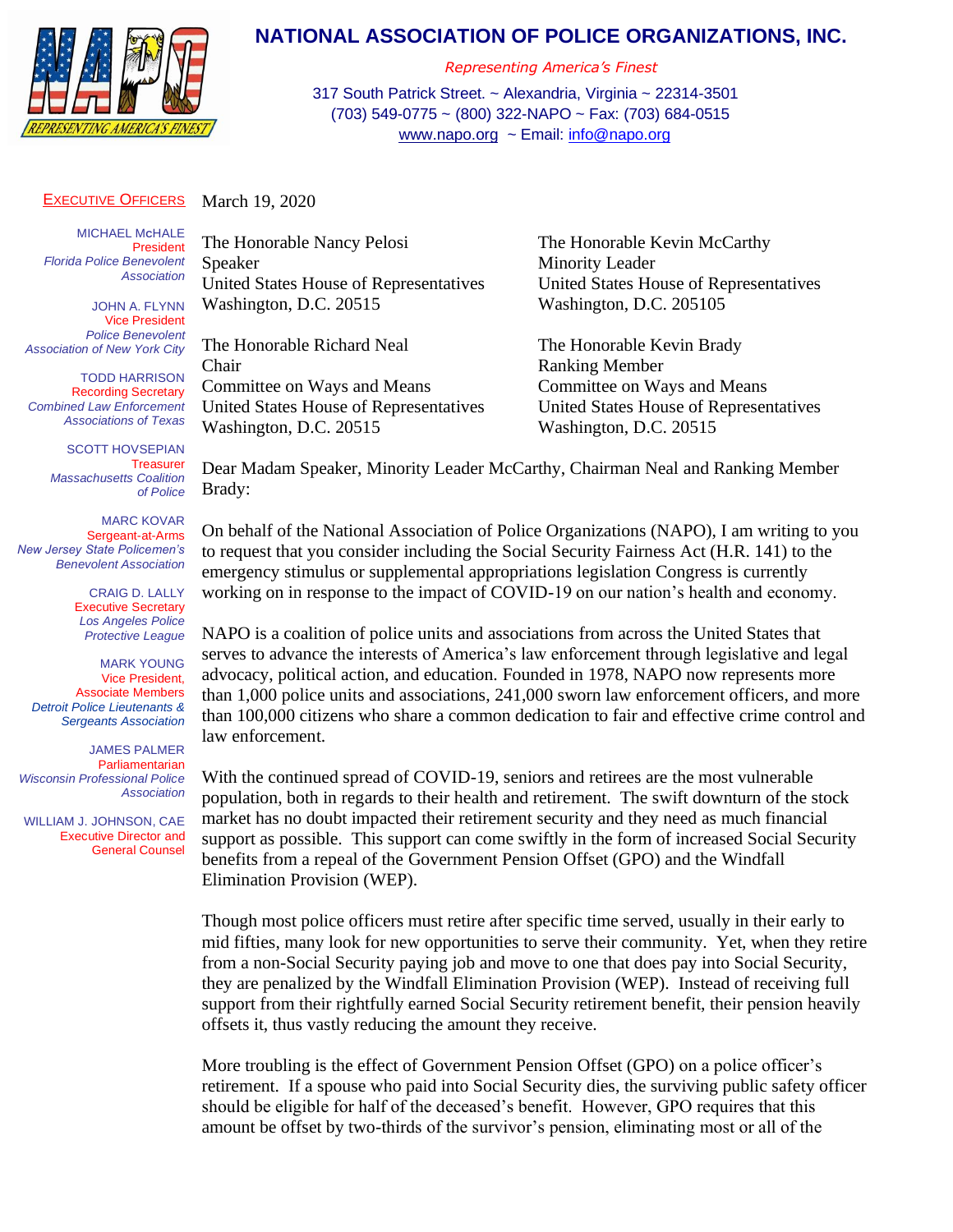# NATIONAL ASSOCIATION OF POLICE ORGANIZATIONS, INC.

*Representing America's Finest*

317 South Patrick Street. ~ Alexandria, Virginia ~ 22314-3501
(703) 549-0775 ~ (800) 322-NAPO ~ Fax: (703) 684-0515
www.napo.org ~ Email: info@napo.org

**EXECUTIVE OFFICERS**

MICHAEL McHALE
President
*Florida Police Benevolent Association*

JOHN A. FLYNN
Vice President
*Police Benevolent Association of New York City*

TODD HARRISON
Recording Secretary
*Combined Law Enforcement Associations of Texas*

SCOTT HOVSEPIAN
Treasurer
*Massachusetts Coalition of Police*

MARC KOVAR
Sergeant-at-Arms
*New Jersey State Policemen's Benevolent Association*

CRAIG D. LALLY
Executive Secretary
*Los Angeles Police Protective League*

MARK YOUNG
Vice President, Associate Members
*Detroit Police Lieutenants & Sergeants Association*

JAMES PALMER
Parliamentarian
*Wisconsin Professional Police Association*

WILLIAM J. JOHNSON, CAE
Executive Director and General Counsel

March 19, 2020

The Honorable Nancy Pelosi
Speaker
United States House of Representatives
Washington, D.C. 20515

The Honorable Kevin McCarthy
Minority Leader
United States House of Representatives
Washington, D.C. 205105

The Honorable Richard Neal
Chair
Committee on Ways and Means
United States House of Representatives
Washington, D.C. 20515

The Honorable Kevin Brady
Ranking Member
Committee on Ways and Means
United States House of Representatives
Washington, D.C. 20515

Dear Madam Speaker, Minority Leader McCarthy, Chairman Neal and Ranking Member Brady:

On behalf of the National Association of Police Organizations (NAPO), I am writing to you to request that you consider including the Social Security Fairness Act (H.R. 141) to the emergency stimulus or supplemental appropriations legislation Congress is currently working on in response to the impact of COVID-19 on our nation's health and economy.

NAPO is a coalition of police units and associations from across the United States that serves to advance the interests of America's law enforcement through legislative and legal advocacy, political action, and education. Founded in 1978, NAPO now represents more than 1,000 police units and associations, 241,000 sworn law enforcement officers, and more than 100,000 citizens who share a common dedication to fair and effective crime control and law enforcement.

With the continued spread of COVID-19, seniors and retirees are the most vulnerable population, both in regards to their health and retirement. The swift downturn of the stock market has no doubt impacted their retirement security and they need as much financial support as possible. This support can come swiftly in the form of increased Social Security benefits from a repeal of the Government Pension Offset (GPO) and the Windfall Elimination Provision (WEP).

Though most police officers must retire after specific time served, usually in their early to mid fifties, many look for new opportunities to serve their community. Yet, when they retire from a non-Social Security paying job and move to one that does pay into Social Security, they are penalized by the Windfall Elimination Provision (WEP). Instead of receiving full support from their rightfully earned Social Security retirement benefit, their pension heavily offsets it, thus vastly reducing the amount they receive.

More troubling is the effect of Government Pension Offset (GPO) on a police officer's retirement. If a spouse who paid into Social Security dies, the surviving public safety officer should be eligible for half of the deceased's benefit. However, GPO requires that this amount be offset by two-thirds of the survivor's pension, eliminating most or all of the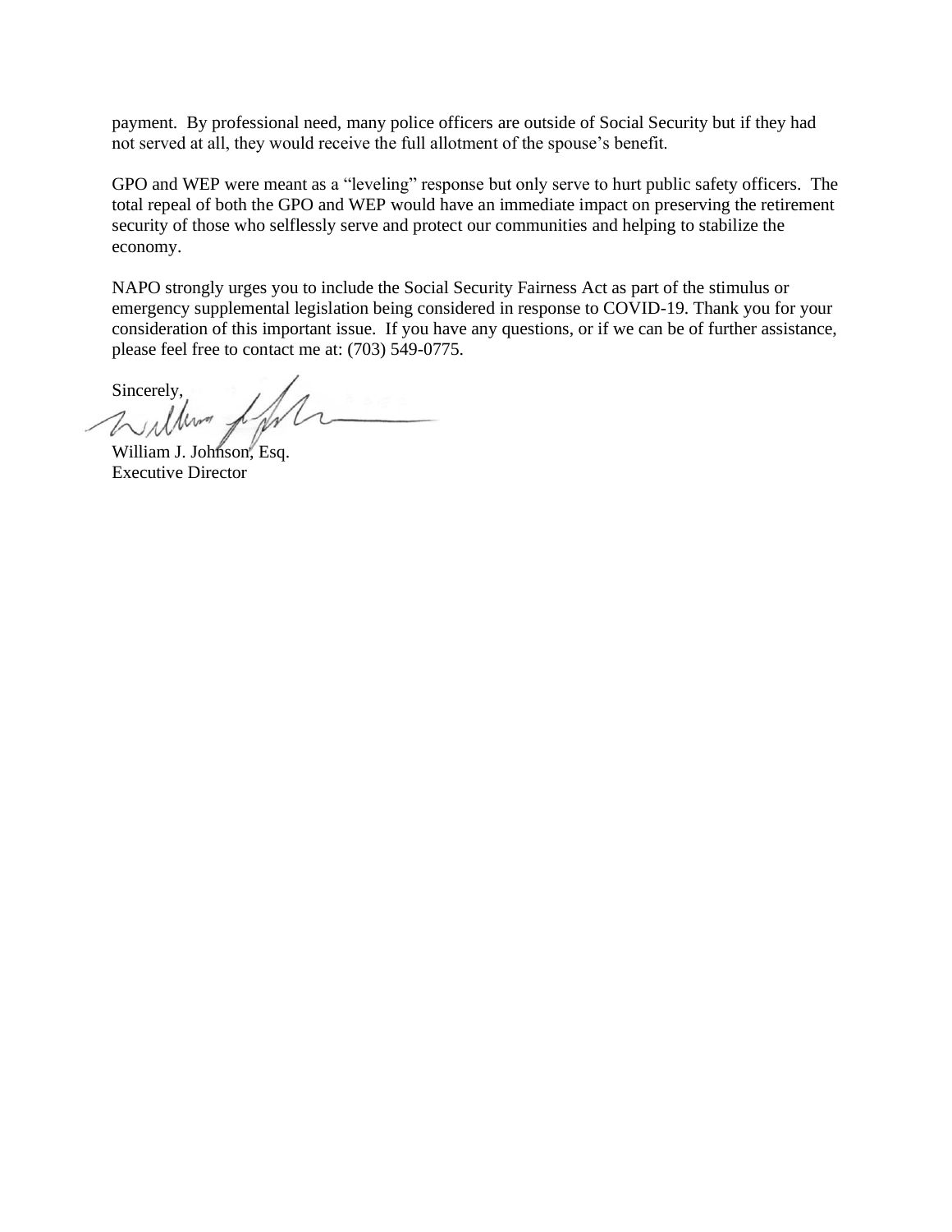payment. By professional need, many police officers are outside of Social Security but if they had not served at all, they would receive the full allotment of the spouse's benefit.

GPO and WEP were meant as a "leveling" response but only serve to hurt public safety officers. The total repeal of both the GPO and WEP would have an immediate impact on preserving the retirement security of those who selflessly serve and protect our communities and helping to stabilize the economy.

NAPO strongly urges you to include the Social Security Fairness Act as part of the stimulus or emergency supplemental legislation being considered in response to COVID-19. Thank you for your consideration of this important issue. If you have any questions, or if we can be of further assistance, please feel free to contact me at: (703) 549-0775.

Sincerely,

William J. Johnson, Esq.
Executive Director